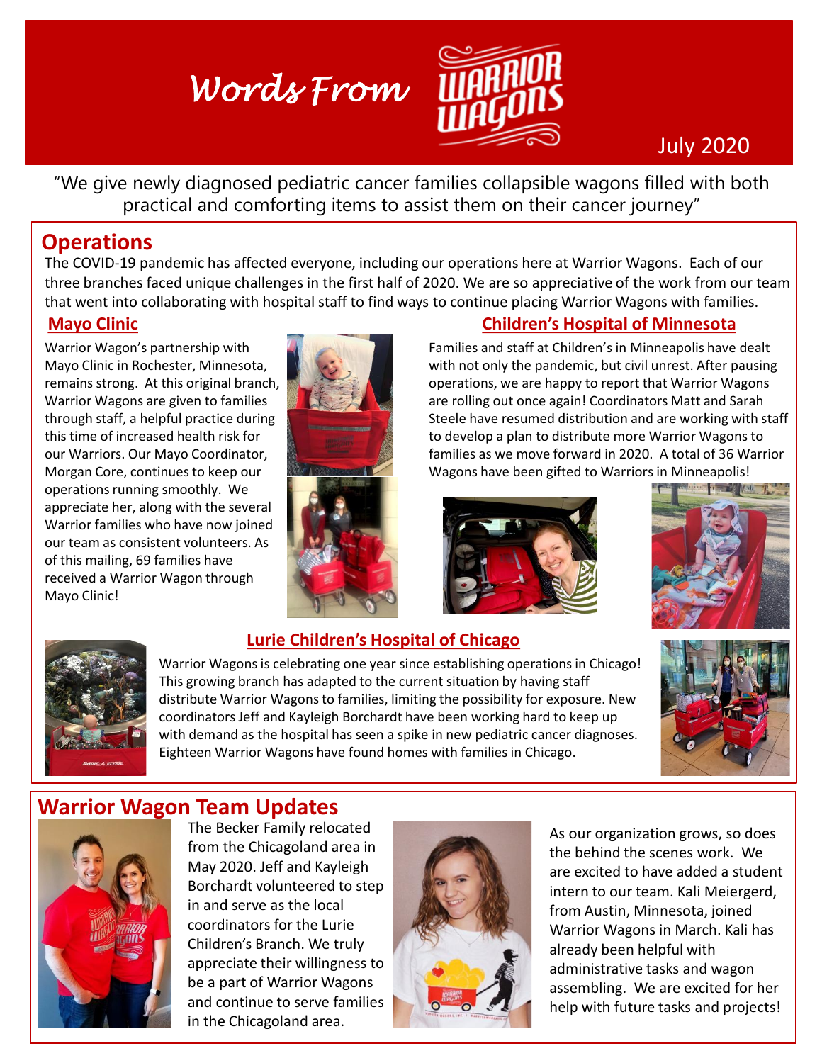# Words From Warrior Wagons

July 2020

"We give newly diagnosed pediatric cancer families collapsible wagons filled with both practical and comforting items to assist them on their cancer journey"

## Operations

The COVID-19 pandemic has affected everyone, including our operations here at Warrior Wagons. Each of our three branches faced unique challenges in the first half of 2020. We are so appreciative of the work from our team that went into collaborating with hospital staff to find ways to continue placing Warrior Wagons with families.

### Mayo Clinic

Warrior Wagon's partnership with Mayo Clinic in Rochester, Minnesota, remains strong. At this original branch, Warrior Wagons are given to families through staff, a helpful practice during this time of increased health risk for our Warriors. Our Mayo Coordinator, Morgan Core, continues to keep our operations running smoothly. We appreciate her, along with the several Warrior families who have now joined our team as consistent volunteers. As of this mailing, 69 families have received a Warrior Wagon through Mayo Clinic!

### Children's Hospital of Minnesota

Families and staff at Children's in Minneapolis have dealt with not only the pandemic, but civil unrest. After pausing operations, we are happy to report that Warrior Wagons are rolling out once again! Coordinators Matt and Sarah Steele have resumed distribution and are working with staff to develop a plan to distribute more Warrior Wagons to families as we move forward in 2020. A total of 36 Warrior Wagons have been gifted to Warriors in Minneapolis!

### Lurie Children's Hospital of Chicago

Warrior Wagons is celebrating one year since establishing operations in Chicago! This growing branch has adapted to the current situation by having staff distribute Warrior Wagons to families, limiting the possibility for exposure. New coordinators Jeff and Kayleigh Borchardt have been working hard to keep up with demand as the hospital has seen a spike in new pediatric cancer diagnoses. Eighteen Warrior Wagons have found homes with families in Chicago.

## Warrior Wagon Team Updates

The Becker Family relocated from the Chicagoland area in May 2020. Jeff and Kayleigh Borchardt volunteered to step in and serve as the local coordinators for the Lurie Children's Branch. We truly appreciate their willingness to be a part of Warrior Wagons and continue to serve families in the Chicagoland area.

As our organization grows, so does the behind the scenes work. We are excited to have added a student intern to our team. Kali Meiergerd, from Austin, Minnesota, joined Warrior Wagons in March. Kali has already been helpful with administrative tasks and wagon assembling. We are excited for her help with future tasks and projects!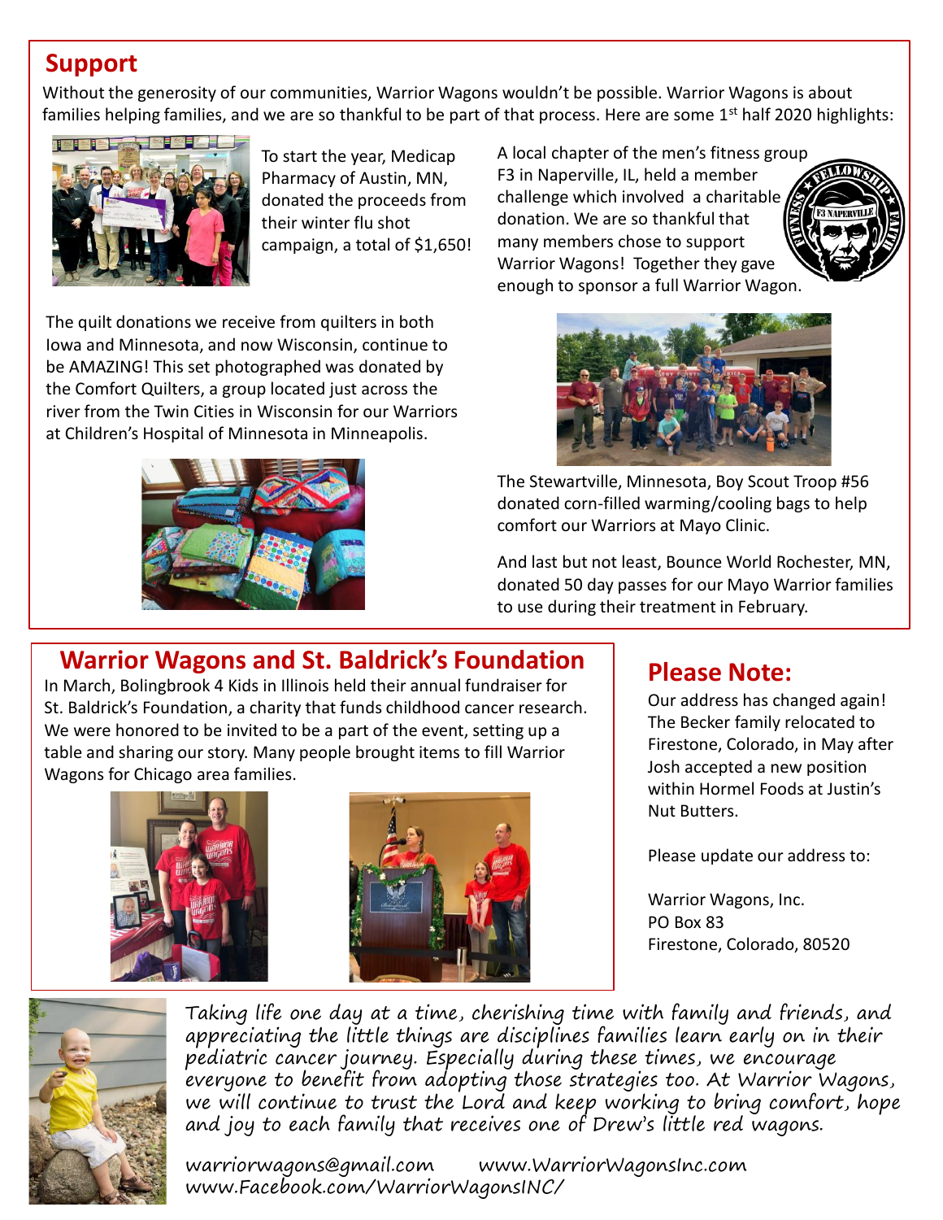## Support

Without the generosity of our communities, Warrior Wagons wouldn't be possible. Warrior Wagons is about families helping families, and we are so thankful to be part of that process. Here are some 1st half 2020 highlights:

To start the year, Medicap Pharmacy of Austin, MN, donated the proceeds from their winter flu shot campaign, a total of $1,650!

A local chapter of the men's fitness group F3 in Naperville, IL, held a member challenge which involved a charitable donation. We are so thankful that many members chose to support Warrior Wagons! Together they gave enough to sponsor a full Warrior Wagon.

The quilt donations we receive from quilters in both Iowa and Minnesota, and now Wisconsin, continue to be AMAZING! This set photographed was donated by the Comfort Quilters, a group located just across the river from the Twin Cities in Wisconsin for our Warriors at Children's Hospital of Minnesota in Minneapolis.

The Stewartville, Minnesota, Boy Scout Troop #56 donated corn-filled warming/cooling bags to help comfort our Warriors at Mayo Clinic.

And last but not least, Bounce World Rochester, MN, donated 50 day passes for our Mayo Warrior families to use during their treatment in February.

## Warrior Wagons and St. Baldrick's Foundation

In March, Bolingbrook 4 Kids in Illinois held their annual fundraiser for St. Baldrick's Foundation, a charity that funds childhood cancer research. We were honored to be invited to be a part of the event, setting up a table and sharing our story. Many people brought items to fill Warrior Wagons for Chicago area families.

## Please Note:

Our address has changed again! The Becker family relocated to Firestone, Colorado, in May after Josh accepted a new position within Hormel Foods at Justin's Nut Butters.

Please update our address to:

Warrior Wagons, Inc.
PO Box 83
Firestone, Colorado, 80520

*Taking life one day at a time, cherishing time with family and friends, and appreciating the little things are disciplines families learn early on in their pediatric cancer journey. Especially during these times, we encourage everyone to benefit from adopting those strategies too. At Warrior Wagons, we will continue to trust the Lord and keep working to bring comfort, hope and joy to each family that receives one of Drew's little red wagons.*

warriorwagons@gmail.com www.WarriorWagonsInc.com
www.Facebook.com/WarriorWagonsINC/